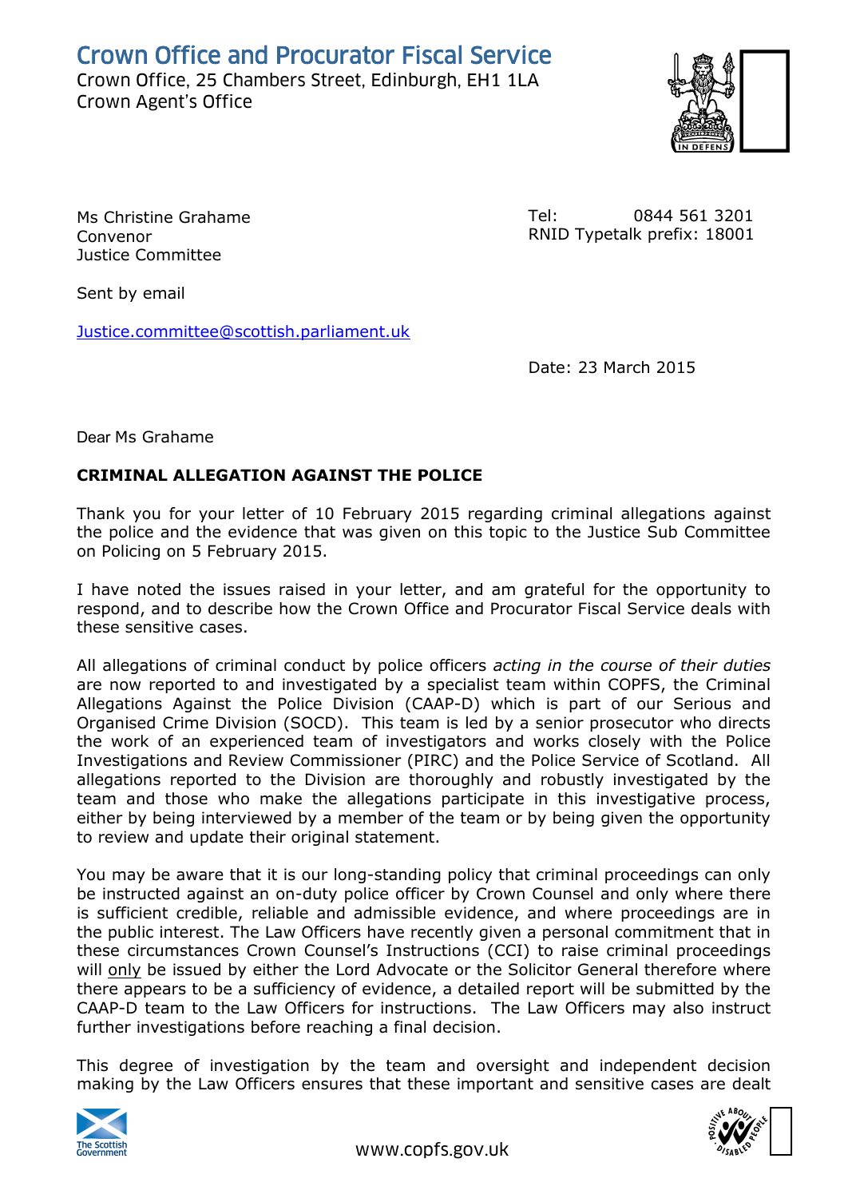# Crown Office and Procurator Fiscal Service

Crown Office, 25 Chambers Street, Edinburgh, EH1 1LA
Crown Agent's Office

Ms Christine Grahame
Convenor
Justice Committee

Tel: 0844 561 3201
RNID Typetalk prefix: 18001

Sent by email

Justice.committee@scottish.parliament.uk

Date: 23 March 2015

Dear Ms Grahame

**CRIMINAL ALLEGATION AGAINST THE POLICE**

Thank you for your letter of 10 February 2015 regarding criminal allegations against the police and the evidence that was given on this topic to the Justice Sub Committee on Policing on 5 February 2015.

I have noted the issues raised in your letter, and am grateful for the opportunity to respond, and to describe how the Crown Office and Procurator Fiscal Service deals with these sensitive cases.

All allegations of criminal conduct by police officers *acting in the course of their duties* are now reported to and investigated by a specialist team within COPFS, the Criminal Allegations Against the Police Division (CAAP-D) which is part of our Serious and Organised Crime Division (SOCD). This team is led by a senior prosecutor who directs the work of an experienced team of investigators and works closely with the Police Investigations and Review Commissioner (PIRC) and the Police Service of Scotland. All allegations reported to the Division are thoroughly and robustly investigated by the team and those who make the allegations participate in this investigative process, either by being interviewed by a member of the team or by being given the opportunity to review and update their original statement.

You may be aware that it is our long-standing policy that criminal proceedings can only be instructed against an on-duty police officer by Crown Counsel and only where there is sufficient credible, reliable and admissible evidence, and where proceedings are in the public interest. The Law Officers have recently given a personal commitment that in these circumstances Crown Counsel's Instructions (CCI) to raise criminal proceedings will only be issued by either the Lord Advocate or the Solicitor General therefore where there appears to be a sufficiency of evidence, a detailed report will be submitted by the CAAP-D team to the Law Officers for instructions. The Law Officers may also instruct further investigations before reaching a final decision.

This degree of investigation by the team and oversight and independent decision making by the Law Officers ensures that these important and sensitive cases are dealt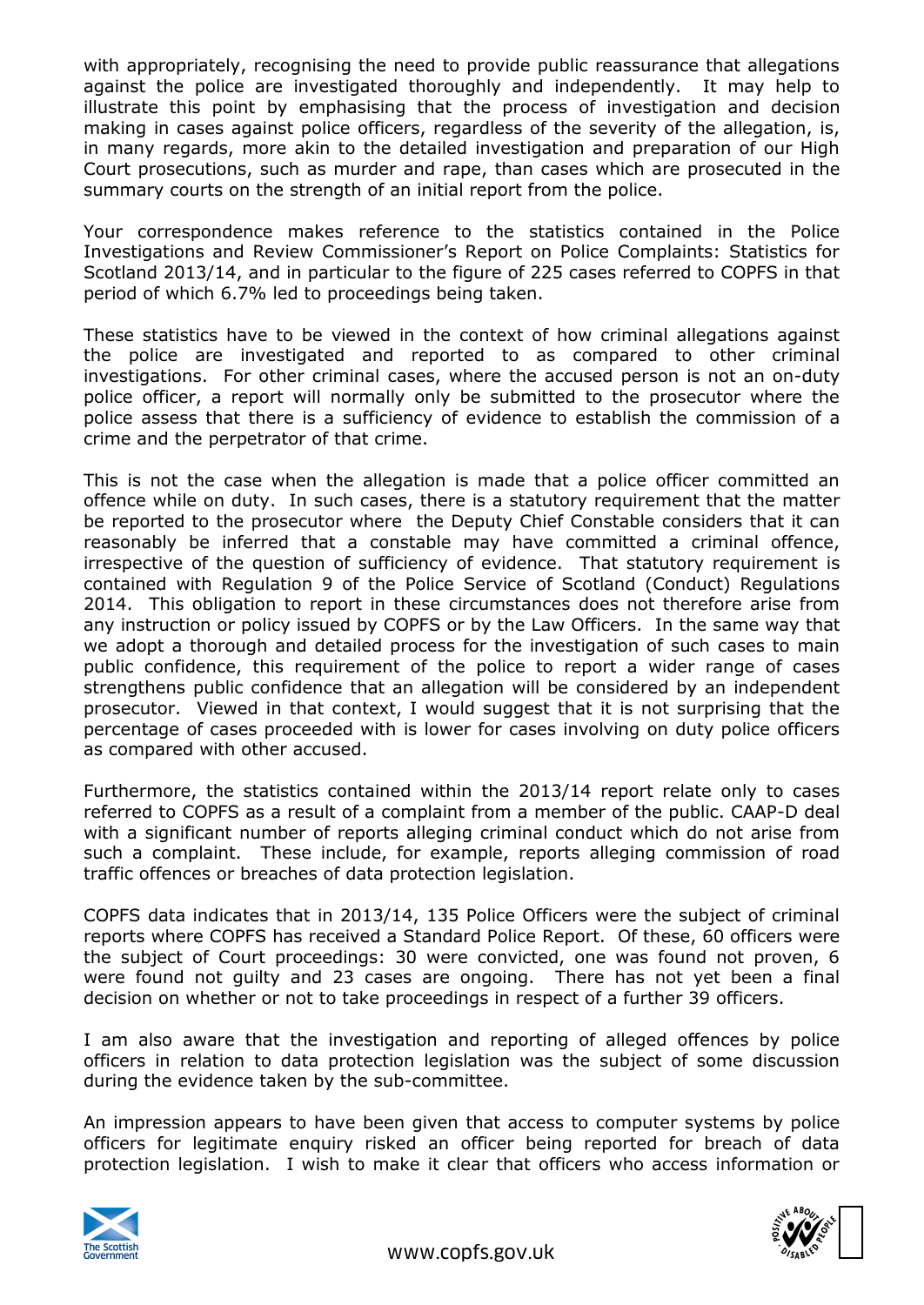with appropriately, recognising the need to provide public reassurance that allegations against the police are investigated thoroughly and independently. It may help to illustrate this point by emphasising that the process of investigation and decision making in cases against police officers, regardless of the severity of the allegation, is, in many regards, more akin to the detailed investigation and preparation of our High Court prosecutions, such as murder and rape, than cases which are prosecuted in the summary courts on the strength of an initial report from the police.

Your correspondence makes reference to the statistics contained in the Police Investigations and Review Commissioner's Report on Police Complaints: Statistics for Scotland 2013/14, and in particular to the figure of 225 cases referred to COPFS in that period of which 6.7% led to proceedings being taken.

These statistics have to be viewed in the context of how criminal allegations against the police are investigated and reported to as compared to other criminal investigations. For other criminal cases, where the accused person is not an on-duty police officer, a report will normally only be submitted to the prosecutor where the police assess that there is a sufficiency of evidence to establish the commission of a crime and the perpetrator of that crime.

This is not the case when the allegation is made that a police officer committed an offence while on duty. In such cases, there is a statutory requirement that the matter be reported to the prosecutor where the Deputy Chief Constable considers that it can reasonably be inferred that a constable may have committed a criminal offence, irrespective of the question of sufficiency of evidence. That statutory requirement is contained with Regulation 9 of the Police Service of Scotland (Conduct) Regulations 2014. This obligation to report in these circumstances does not therefore arise from any instruction or policy issued by COPFS or by the Law Officers. In the same way that we adopt a thorough and detailed process for the investigation of such cases to main public confidence, this requirement of the police to report a wider range of cases strengthens public confidence that an allegation will be considered by an independent prosecutor. Viewed in that context, I would suggest that it is not surprising that the percentage of cases proceeded with is lower for cases involving on duty police officers as compared with other accused.

Furthermore, the statistics contained within the 2013/14 report relate only to cases referred to COPFS as a result of a complaint from a member of the public. CAAP-D deal with a significant number of reports alleging criminal conduct which do not arise from such a complaint. These include, for example, reports alleging commission of road traffic offences or breaches of data protection legislation.

COPFS data indicates that in 2013/14, 135 Police Officers were the subject of criminal reports where COPFS has received a Standard Police Report. Of these, 60 officers were the subject of Court proceedings: 30 were convicted, one was found not proven, 6 were found not guilty and 23 cases are ongoing. There has not yet been a final decision on whether or not to take proceedings in respect of a further 39 officers.

I am also aware that the investigation and reporting of alleged offences by police officers in relation to data protection legislation was the subject of some discussion during the evidence taken by the sub-committee.

An impression appears to have been given that access to computer systems by police officers for legitimate enquiry risked an officer being reported for breach of data protection legislation. I wish to make it clear that officers who access information or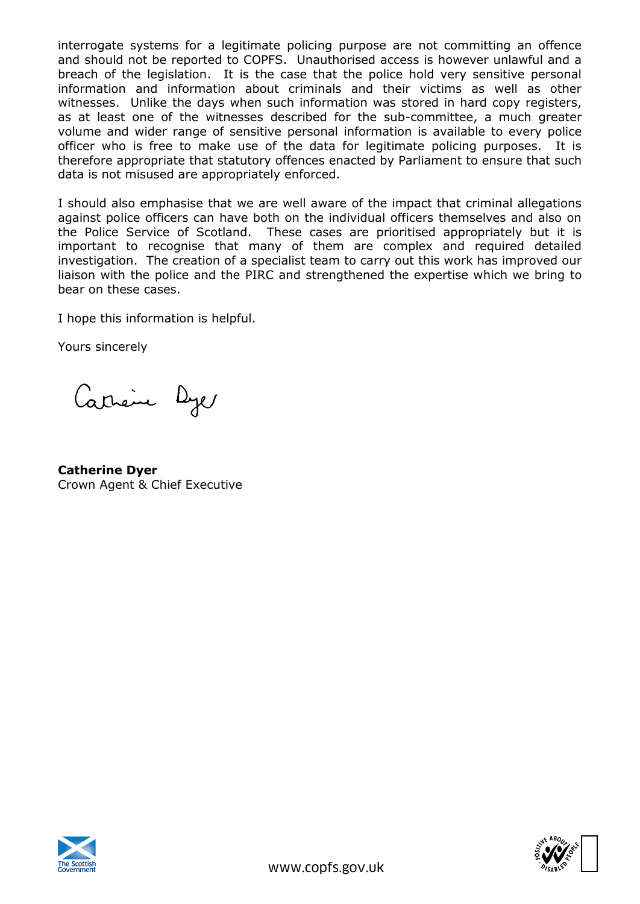interrogate systems for a legitimate policing purpose are not committing an offence and should not be reported to COPFS. Unauthorised access is however unlawful and a breach of the legislation. It is the case that the police hold very sensitive personal information and information about criminals and their victims as well as other witnesses. Unlike the days when such information was stored in hard copy registers, as at least one of the witnesses described for the sub-committee, a much greater volume and wider range of sensitive personal information is available to every police officer who is free to make use of the data for legitimate policing purposes. It is therefore appropriate that statutory offences enacted by Parliament to ensure that such data is not misused are appropriately enforced.

I should also emphasise that we are well aware of the impact that criminal allegations against police officers can have both on the individual officers themselves and also on the Police Service of Scotland. These cases are prioritised appropriately but it is important to recognise that many of them are complex and required detailed investigation. The creation of a specialist team to carry out this work has improved our liaison with the police and the PIRC and strengthened the expertise which we bring to bear on these cases.

I hope this information is helpful.

Yours sincerely

Catherine Dyer

**Catherine Dyer**
Crown Agent & Chief Executive

www.copfs.gov.uk